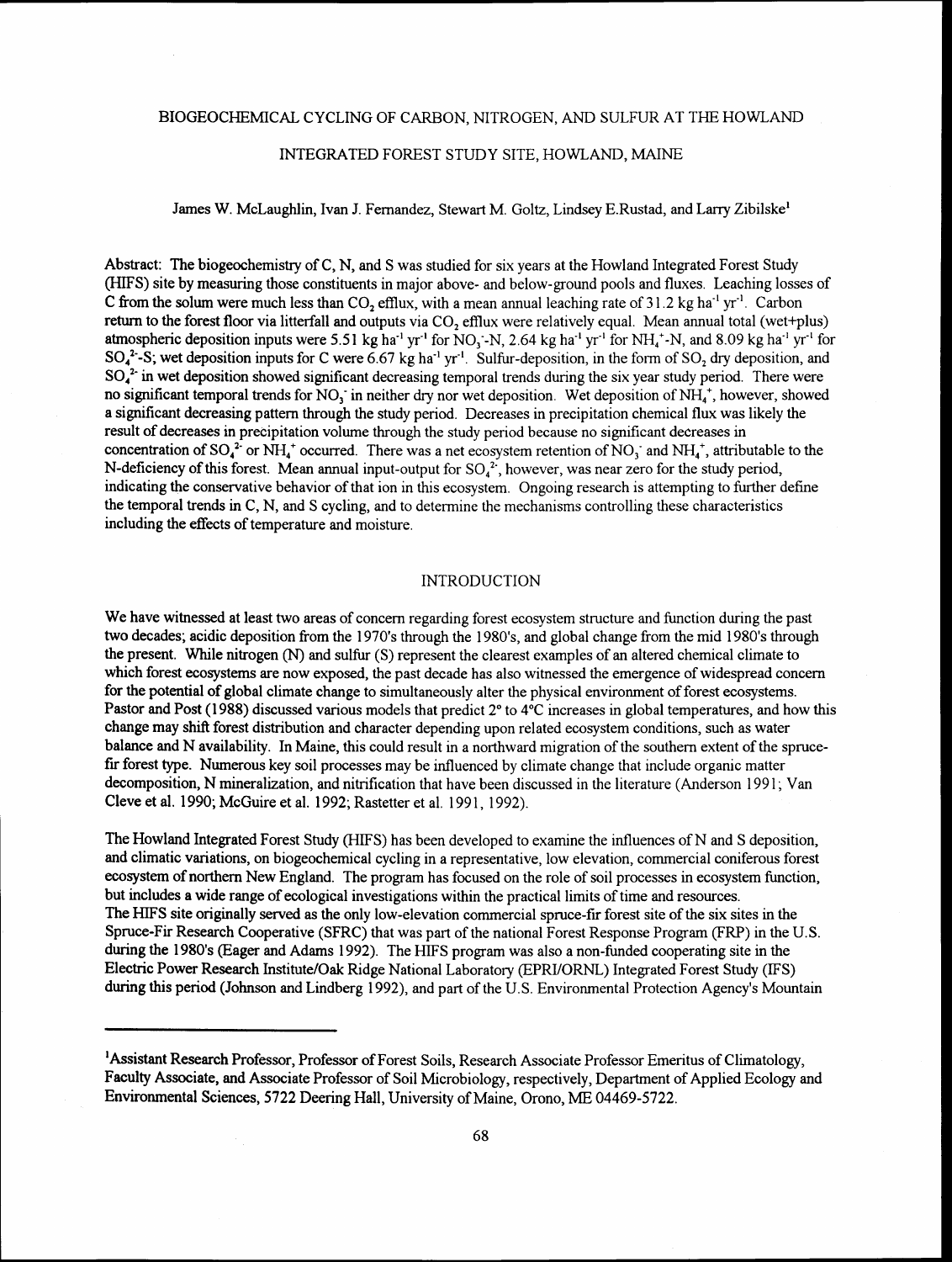# BIOGEOCHEMICAL CYCLING OF CARBON, NITROGEN, AND SULFUR AT THE HOWLAND INTEGRATED FOREST STUDY SITE, HOWLAND, MAINE

James W. McLaughlin, Ivan J. Fernandez, Stewart M. Goltz, Lindsey E.Rustad, and Larry Zibilske[1]

**Abstract:** The biogeochemistry of C, N, and S was studied for six years at the Howland Integrated Forest Study (HIFS) site by measuring those constituents in major above- and below-ground pools and fluxes. Leaching losses of C from the solum were much less than $CO_2$ efflux, with a mean annual leaching rate of 31.2 kg $ha^{-1}$ $yr^{-1}$. Carbon return to the forest floor via litterfall and outputs via $CO_2$ efflux were relatively equal. Mean annual total (wet+plus) atmospheric deposition inputs were 5.51 kg $ha^{-1}$ $yr^{-1}$ for $NO_3^-$-N, 2.64 kg $ha^{-1}$ $yr^{-1}$ for $NH_4^+$-N, and 8.09 kg $ha^{-1}$ $yr^{-1}$ for $SO_4^{2-}$-S; wet deposition inputs for C were 6.67 kg $ha^{-1}$ $yr^{-1}$. Sulfur-deposition, in the form of $SO_2$ dry deposition, and $SO_4^{2-}$ in wet deposition showed significant decreasing temporal trends during the six year study period. There were no significant temporal trends for $NO_3^-$ in neither dry nor wet deposition. Wet deposition of $NH_4^+$, however, showed a significant decreasing pattern through the study period. Decreases in precipitation chemical flux was likely the result of decreases in precipitation volume through the study period because no significant decreases in concentration of $SO_4^{2-}$ or $NH_4^+$ occurred. There was a net ecosystem retention of $NO_3^-$ and $NH_4^+$, attributable to the N-deficiency of this forest. Mean annual input-output for $SO_4^{2-}$, however, was near zero for the study period, indicating the conservative behavior of that ion in this ecosystem. Ongoing research is attempting to further define the temporal trends in C, N, and S cycling, and to determine the mechanisms controlling these characteristics including the effects of temperature and moisture.

## INTRODUCTION

We have witnessed at least two areas of concern regarding forest ecosystem structure and function during the past two decades; acidic deposition from the 1970's through the 1980's, and global change from the mid 1980's through the present. While nitrogen (N) and sulfur (S) represent the clearest examples of an altered chemical climate to which forest ecosystems are now exposed, the past decade has also witnessed the emergence of widespread concern for the potential of global climate change to simultaneously alter the physical environment of forest ecosystems. Pastor and Post (1988) discussed various models that predict 2° to 4°C increases in global temperatures, and how this change may shift forest distribution and character depending upon related ecosystem conditions, such as water balance and N availability. In Maine, this could result in a northward migration of the southern extent of the spruce-fir forest type. Numerous key soil processes may be influenced by climate change that include organic matter decomposition, N mineralization, and nitrification that have been discussed in the literature (Anderson 1991; Van Cleve et al. 1990; McGuire et al. 1992; Rastetter et al. 1991, 1992).

The Howland Integrated Forest Study (HIFS) has been developed to examine the influences of N and S deposition, and climatic variations, on biogeochemical cycling in a representative, low elevation, commercial coniferous forest ecosystem of northern New England. The program has focused on the role of soil processes in ecosystem function, but includes a wide range of ecological investigations within the practical limits of time and resources. The HIFS site originally served as the only low-elevation commercial spruce-fir forest site of the six sites in the Spruce-Fir Research Cooperative (SFRC) that was part of the national Forest Response Program (FRP) in the U.S. during the 1980's (Eager and Adams 1992). The HIFS program was also a non-funded cooperating site in the Electric Power Research Institute/Oak Ridge National Laboratory (EPRI/ORNL) Integrated Forest Study (IFS) during this period (Johnson and Lindberg 1992), and part of the U.S. Environmental Protection Agency's Mountain

[1]Assistant Research Professor, Professor of Forest Soils, Research Associate Professor Emeritus of Climatology, Faculty Associate, and Associate Professor of Soil Microbiology, respectively, Department of Applied Ecology and Environmental Sciences, 5722 Deering Hall, University of Maine, Orono, ME 04469-5722.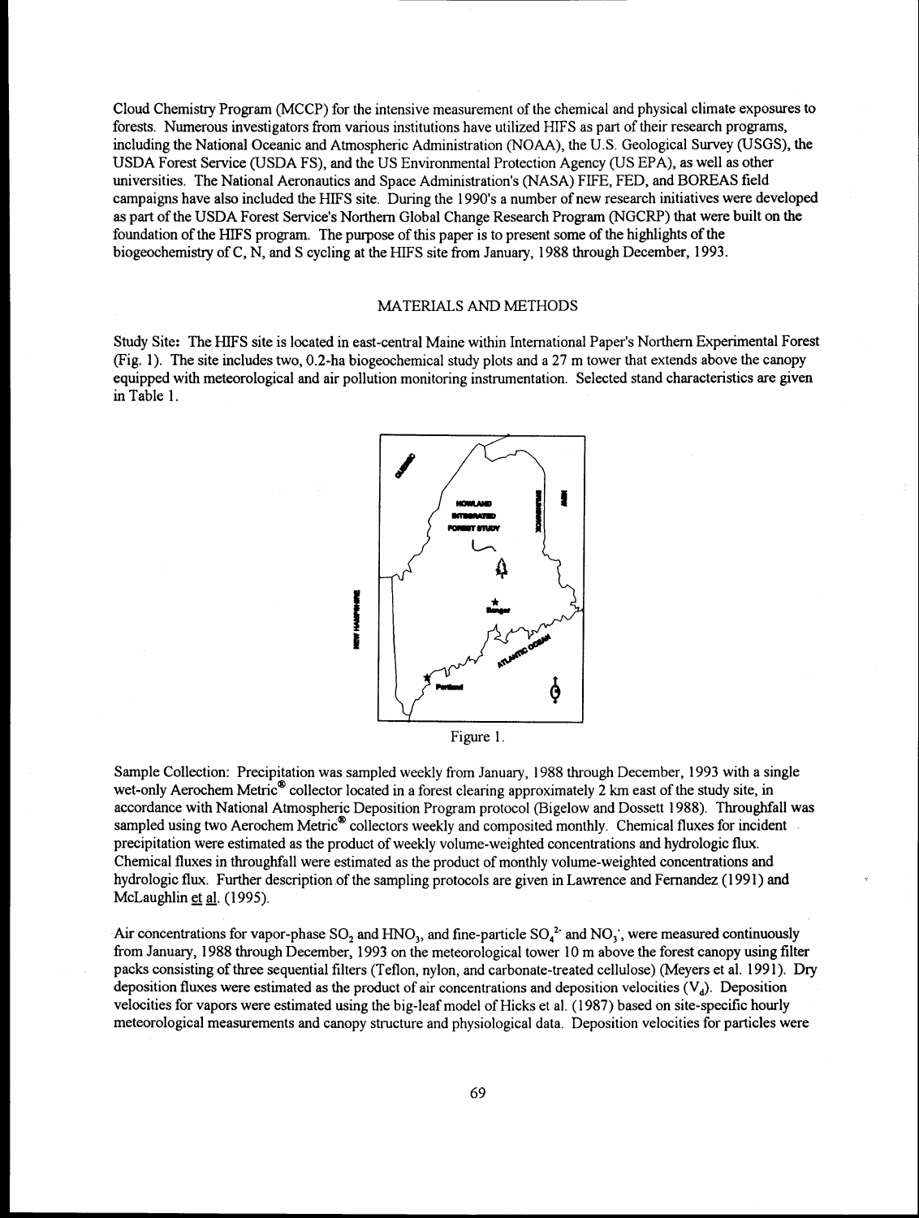Cloud Chemistry Program (MCCP) for the intensive measurement of the chemical and physical climate exposures to forests. Numerous investigators from various institutions have utilized HIFS as part of their research programs, including the National Oceanic and Atmospheric Administration (NOAA), the U.S. Geological Survey (USGS), the USDA Forest Service (USDA FS), and the US Environmental Protection Agency (US EPA), as well as other universities. The National Aeronautics and Space Administration's (NASA) FIFE, FED, and BOREAS field campaigns have also included the HIFS site. During the 1990's a number of new research initiatives were developed as part of the USDA Forest Service's Northern Global Change Research Program (NGCRP) that were built on the foundation of the HIFS program. The purpose of this paper is to present some of the highlights of the biogeochemistry of C, N, and S cycling at the HIFS site from January, 1988 through December, 1993.

## MATERIALS AND METHODS

Study Site: The HIFS site is located in east-central Maine within International Paper's Northern Experimental Forest (Fig. 1). The site includes two, 0.2-ha biogeochemical study plots and a 27 m tower that extends above the canopy equipped with meteorological and air pollution monitoring instrumentation. Selected stand characteristics are given in Table 1.

Figure 1.

Sample Collection: Precipitation was sampled weekly from January, 1988 through December, 1993 with a single wet-only Aerochem Metric® collector located in a forest clearing approximately 2 km east of the study site, in accordance with National Atmospheric Deposition Program protocol (Bigelow and Dossett 1988). Throughfall was sampled using two Aerochem Metric® collectors weekly and composited monthly. Chemical fluxes for incident precipitation were estimated as the product of weekly volume-weighted concentrations and hydrologic flux. Chemical fluxes in throughfall were estimated as the product of monthly volume-weighted concentrations and hydrologic flux. Further description of the sampling protocols are given in Lawrence and Fernandez (1991) and McLaughlin et al. (1995).

Air concentrations for vapor-phase $SO_2$ and $HNO_3$, and fine-particle $SO_4^{2-}$ and $NO_3^-$, were measured continuously from January, 1988 through December, 1993 on the meteorological tower 10 m above the forest canopy using filter packs consisting of three sequential filters (Teflon, nylon, and carbonate-treated cellulose) (Meyers et al. 1991). Dry deposition fluxes were estimated as the product of air concentrations and deposition velocities ($V_d$). Deposition velocities for vapors were estimated using the big-leaf model of Hicks et al. (1987) based on site-specific hourly meteorological measurements and canopy structure and physiological data. Deposition velocities for particles were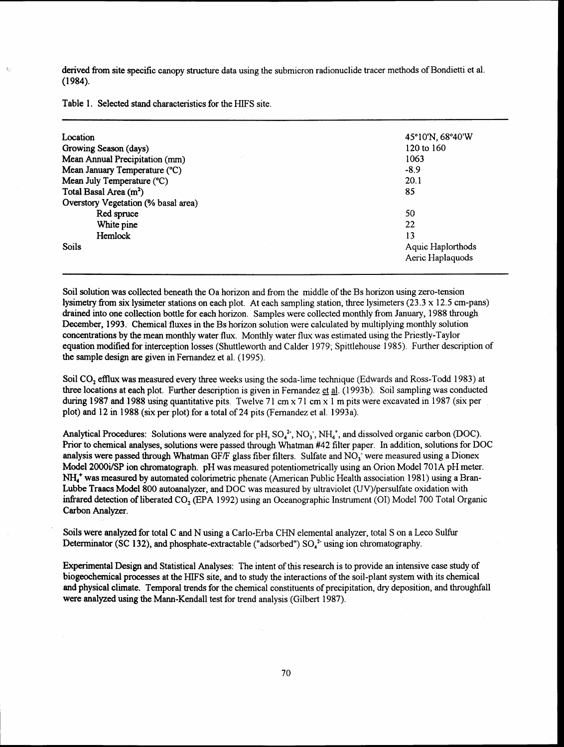derived from site specific canopy structure data using the submicron radionuclide tracer methods of Bondietti et al. (1984).

Table 1. Selected stand characteristics for the HIFS site.

| | |
|---|---|
| Location | 45°10'N, 68°40'W |
| Growing Season (days) | 120 to 160 |
| Mean Annual Precipitation (mm) | 1063 |
| Mean January Temperature (°C) | -8.9 |
| Mean July Temperature (°C) | 20.1 |
| Total Basal Area ($m^2$) | 85 |
| Overstory Vegetation (% basal area) | |
| Red spruce | 50 |
| White pine | 22 |
| Hemlock | 13 |
| Soils | Aquic Haplorthods<br>Aeric Haplaquods |

Soil solution was collected beneath the Oa horizon and from the middle of the Bs horizon using zero-tension lysimetry from six lysimeter stations on each plot. At each sampling station, three lysimeters (23.3 x 12.5 cm-pans) drained into one collection bottle for each horizon. Samples were collected monthly from January, 1988 through December, 1993. Chemical fluxes in the Bs horizon solution were calculated by multiplying monthly solution concentrations by the mean monthly water flux. Monthly water flux was estimated using the Priestly-Taylor equation modified for interception losses (Shuttleworth and Calder 1979; Spittlehouse 1985). Further description of the sample design are given in Fernandez et al. (1995).

Soil $CO_2$ efflux was measured every three weeks using the soda-lime technique (Edwards and Ross-Todd 1983) at three locations at each plot. Further description is given in Fernandez et al. (1993b). Soil sampling was conducted during 1987 and 1988 using quantitative pits. Twelve 71 cm x 71 cm x 1 m pits were excavated in 1987 (six per plot) and 12 in 1988 (six per plot) for a total of 24 pits (Fernandez et al. 1993a).

Analytical Procedures: Solutions were analyzed for pH, $SO_4^{2-}$, $NO_3^-$, $NH_4^+$, and dissolved organic carbon (DOC). Prior to chemical analyses, solutions were passed through Whatman #42 filter paper. In addition, solutions for DOC analysis were passed through Whatman GF/F glass fiber filters. Sulfate and $NO_3^-$ were measured using a Dionex Model 2000i/SP ion chromatograph. pH was measured potentiometrically using an Orion Model 701A pH meter. $NH_4^+$ was measured by automated colorimetric phenate (American Public Health association 1981) using a Bran-Lubbe Traacs Model 800 autoanalyzer, and DOC was measured by ultraviolet (UV)/persulfate oxidation with infrared detection of liberated $CO_2$ (EPA 1992) using an Oceanographic Instrument (OI) Model 700 Total Organic Carbon Analyzer.

Soils were analyzed for total C and N using a Carlo-Erba CHN elemental analyzer, total S on a Leco Sulfur Determinator (SC 132), and phosphate-extractable ("adsorbed") $SO_4^{2-}$ using ion chromatography.

Experimental Design and Statistical Analyses: The intent of this research is to provide an intensive case study of biogeochemical processes at the HIFS site, and to study the interactions of the soil-plant system with its chemical and physical climate. Temporal trends for the chemical constituents of precipitation, dry deposition, and throughfall were analyzed using the Mann-Kendall test for trend analysis (Gilbert 1987).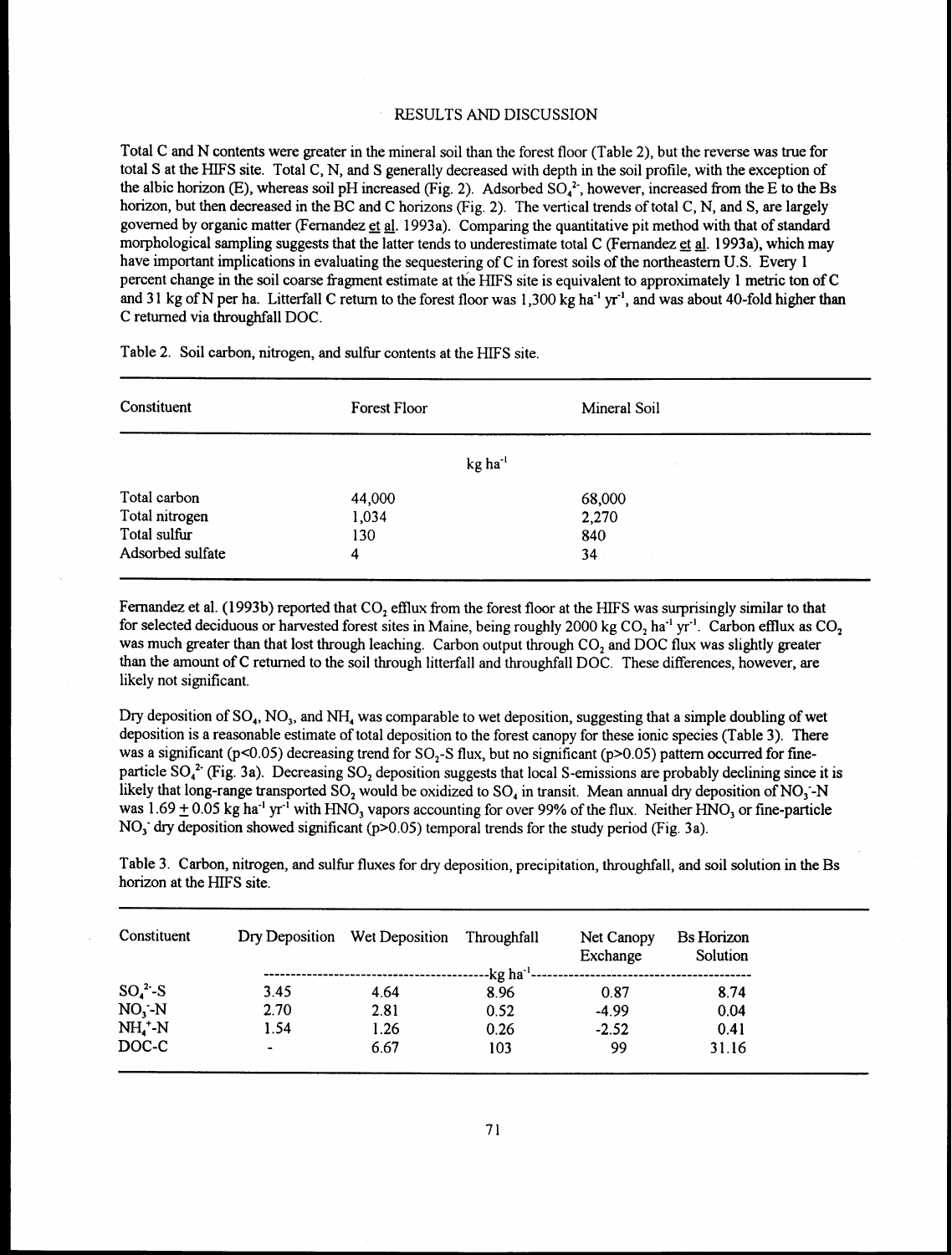# RESULTS AND DISCUSSION

Total C and N contents were greater in the mineral soil than the forest floor (Table 2), but the reverse was true for total S at the HIFS site. Total C, N, and S generally decreased with depth in the soil profile, with the exception of the albic horizon (E), whereas soil pH increased (Fig. 2). Adsorbed $SO_4^{2-}$, however, increased from the E to the Bs horizon, but then decreased in the BC and C horizons (Fig. 2). The vertical trends of total C, N, and S, are largely governed by organic matter (Fernandez et al. 1993a). Comparing the quantitative pit method with that of standard morphological sampling suggests that the latter tends to underestimate total C (Fernandez et al. 1993a), which may have important implications in evaluating the sequestering of C in forest soils of the northeastern U.S. Every 1 percent change in the soil coarse fragment estimate at the HIFS site is equivalent to approximately 1 metric ton of C and 31 kg of N per ha. Litterfall C return to the forest floor was 1,300 kg $ha^{-1}$ $yr^{-1}$, and was about 40-fold higher than C returned via throughfall DOC.

Table 2. Soil carbon, nitrogen, and sulfur contents at the HIFS site.

| Constituent | Forest Floor | Mineral Soil |
|---|---|---|
| | kg $ha^{-1}$ | |
| Total carbon | 44,000 | 68,000 |
| Total nitrogen | 1,034 | 2,270 |
| Total sulfur | 130 | 840 |
| Adsorbed sulfate | 4 | 34 |

Fernandez et al. (1993b) reported that $CO_2$ efflux from the forest floor at the HIFS was surprisingly similar to that for selected deciduous or harvested forest sites in Maine, being roughly 2000 kg $CO_2$ $ha^{-1}$ $yr^{-1}$. Carbon efflux as $CO_2$ was much greater than that lost through leaching. Carbon output through $CO_2$ and DOC flux was slightly greater than the amount of C returned to the soil through litterfall and throughfall DOC. These differences, however, are likely not significant.

Dry deposition of $SO_4$, $NO_3$, and $NH_4$ was comparable to wet deposition, suggesting that a simple doubling of wet deposition is a reasonable estimate of total deposition to the forest canopy for these ionic species (Table 3). There was a significant ($p<0.05$) decreasing trend for $SO_2$-S flux, but no significant ($p>0.05$) pattern occurred for fine-particle $SO_4^{2-}$ (Fig. 3a). Decreasing $SO_2$ deposition suggests that local S-emissions are probably declining since it is likely that long-range transported $SO_2$ would be oxidized to $SO_4$ in transit. Mean annual dry deposition of $NO_3^-$-N was $1.69 \pm 0.05$ kg $ha^{-1}$ $yr^{-1}$ with $HNO_3$ vapors accounting for over 99% of the flux. Neither $HNO_3$ or fine-particle $NO_3^-$ dry deposition showed significant ($p>0.05$) temporal trends for the study period (Fig. 3a).

Table 3. Carbon, nitrogen, and sulfur fluxes for dry deposition, precipitation, throughfall, and soil solution in the Bs horizon at the HIFS site.

| Constituent | Dry Deposition | Wet Deposition | Throughfall | Net Canopy Exchange | Bs Horizon Solution |
|---|---|---|---|---|---|
| | | | kg $ha^{-1}$ | | |
| $SO_4^{2-}$-S | 3.45 | 4.64 | 8.96 | 0.87 | 8.74 |
| $NO_3^-$-N | 2.70 | 2.81 | 0.52 | -4.99 | 0.04 |
| $NH_4^+$-N | 1.54 | 1.26 | 0.26 | -2.52 | 0.41 |
| DOC-C | - | 6.67 | 103 | 99 | 31.16 |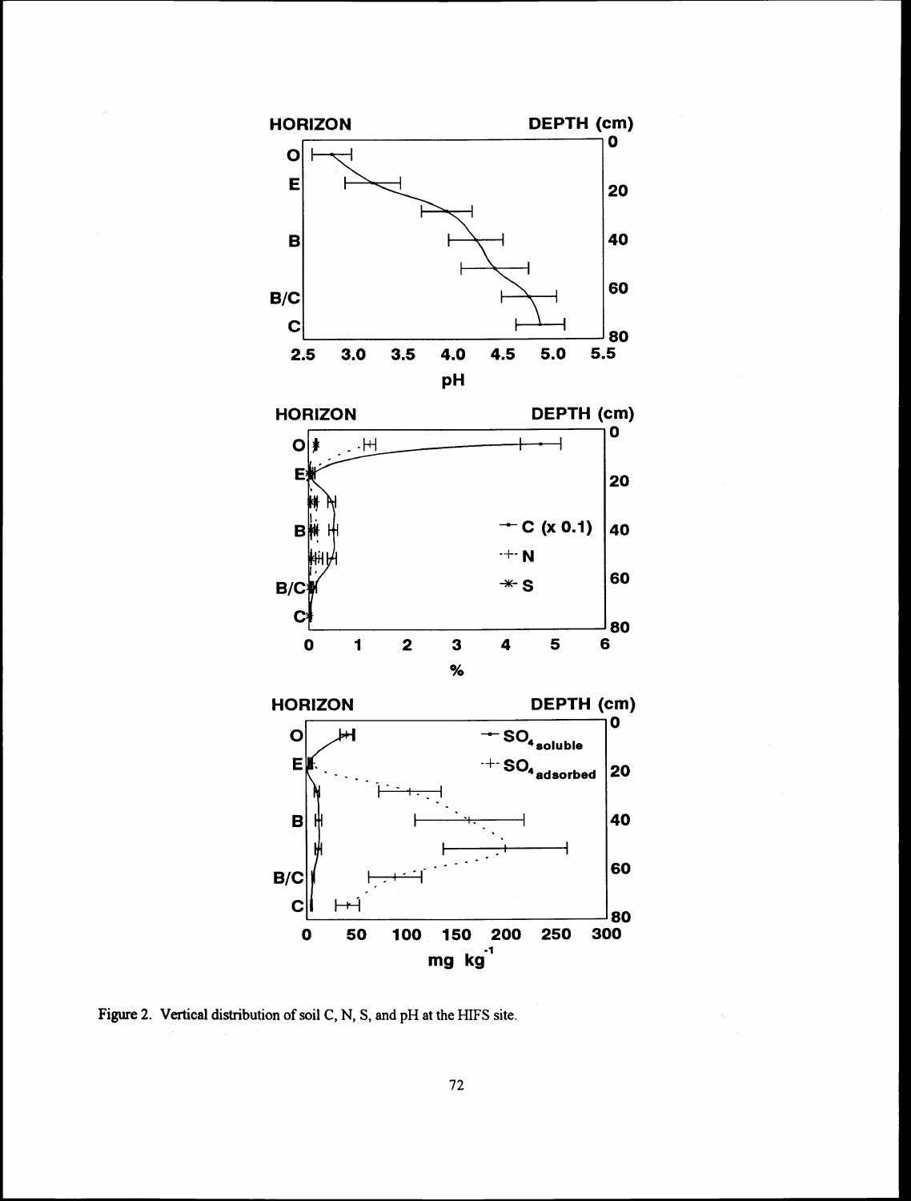Figure 2. Vertical distribution of soil C, N, S, and pH at the HIFS site.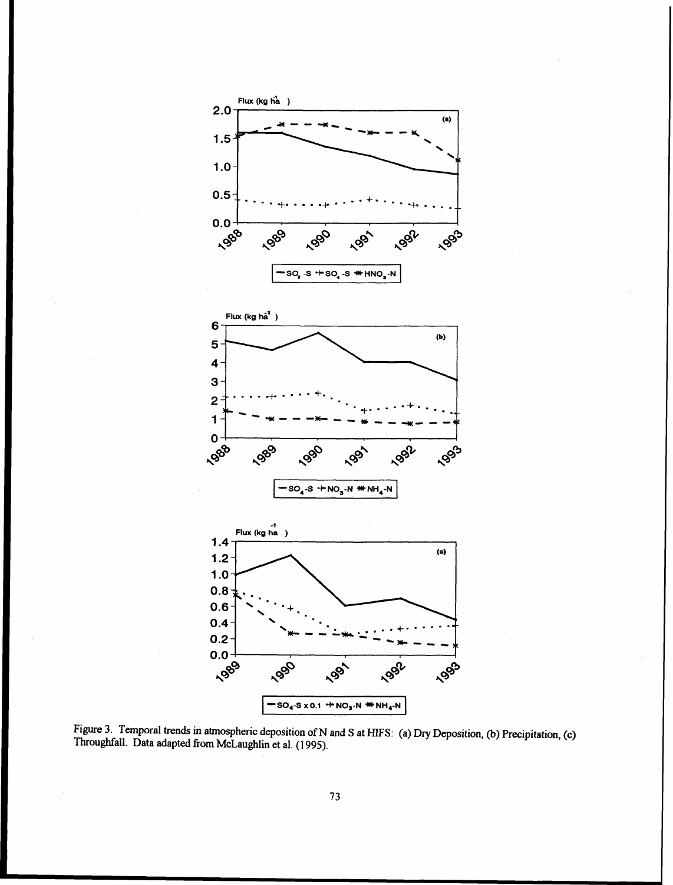Figure 3. Temporal trends in atmospheric deposition of N and S at HIFS: (a) Dry Deposition, (b) Precipitation, (c) Throughfall. Data adapted from McLaughlin et al. (1995).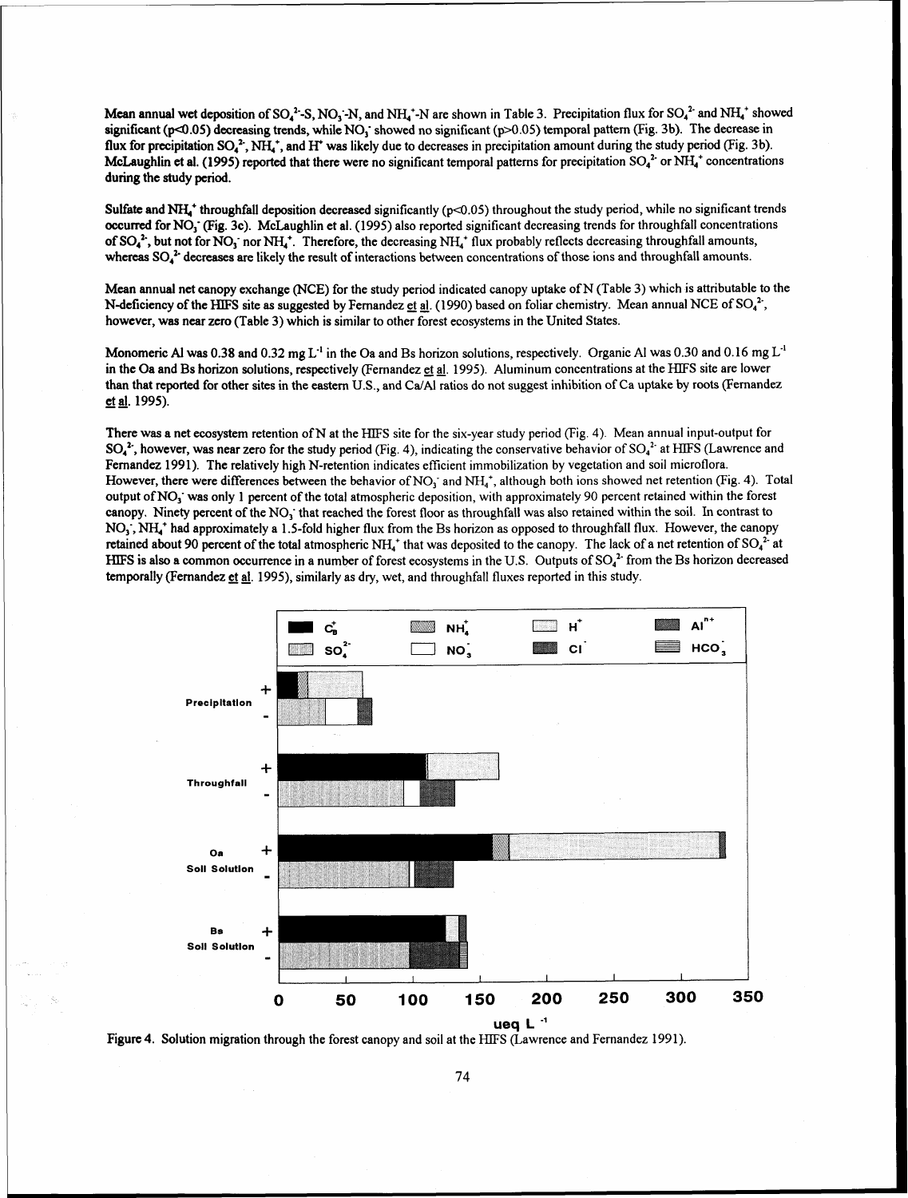Mean annual wet deposition of $SO_4^{2-}$-S, $NO_3^-$-N, and $NH_4^+$-N are shown in Table 3. Precipitation flux for $SO_4^{2-}$ and $NH_4^+$ showed significant ($p<0.05$) decreasing trends, while $NO_3^-$ showed no significant ($p>0.05$) temporal pattern (Fig. 3b). The decrease in flux for precipitation $SO_4^{2-}$, $NH_4^+$, and $H^+$ was likely due to decreases in precipitation amount during the study period (Fig. 3b). McLaughlin et al. (1995) reported that there were no significant temporal patterns for precipitation $SO_4^{2-}$ or $NH_4^+$ concentrations during the study period.

Sulfate and $NH_4^+$ throughfall deposition decreased significantly ($p<0.05$) throughout the study period, while no significant trends occurred for $NO_3^-$ (Fig. 3c). McLaughlin et al. (1995) also reported significant decreasing trends for throughfall concentrations of $SO_4^{2-}$, but not for $NO_3^-$ nor $NH_4^+$. Therefore, the decreasing $NH_4^+$ flux probably reflects decreasing throughfall amounts, whereas $SO_4^{2-}$ decreases are likely the result of interactions between concentrations of those ions and throughfall amounts.

Mean annual net canopy exchange (NCE) for the study period indicated canopy uptake of N (Table 3) which is attributable to the N-deficiency of the HIFS site as suggested by Fernandez et al. (1990) based on foliar chemistry. Mean annual NCE of $SO_4^{2-}$, however, was near zero (Table 3) which is similar to other forest ecosystems in the United States.

Monomeric Al was 0.38 and 0.32 mg $L^{-1}$ in the Oa and Bs horizon solutions, respectively. Organic Al was 0.30 and 0.16 mg $L^{-1}$ in the Oa and Bs horizon solutions, respectively (Fernandez et al. 1995). Aluminum concentrations at the HIFS site are lower than that reported for other sites in the eastern U.S., and Ca/Al ratios do not suggest inhibition of Ca uptake by roots (Fernandez et al. 1995).

There was a net ecosystem retention of N at the HIFS site for the six-year study period (Fig. 4). Mean annual input-output for $SO_4^{2-}$, however, was near zero for the study period (Fig. 4), indicating the conservative behavior of $SO_4^{2-}$ at HIFS (Lawrence and Fernandez 1991). The relatively high N-retention indicates efficient immobilization by vegetation and soil microflora. However, there were differences between the behavior of $NO_3^-$ and $NH_4^+$, although both ions showed net retention (Fig. 4). Total output of $NO_3^-$ was only 1 percent of the total atmospheric deposition, with approximately 90 percent retained within the forest canopy. Ninety percent of the $NO_3^-$ that reached the forest floor as throughfall was also retained within the soil. In contrast to $NO_3^-$, $NH_4^+$ had approximately a 1.5-fold higher flux from the Bs horizon as opposed to throughfall flux. However, the canopy retained about 90 percent of the total atmospheric $NH_4^+$ that was deposited to the canopy. The lack of a net retention of $SO_4^{2-}$ at HIFS is also a common occurrence in a number of forest ecosystems in the U.S. Outputs of $SO_4^{2-}$ from the Bs horizon decreased temporally (Fernandez et al. 1995), similarly as dry, wet, and throughfall fluxes reported in this study.

Figure 4. Solution migration through the forest canopy and soil at the HIFS (Lawrence and Fernandez 1991).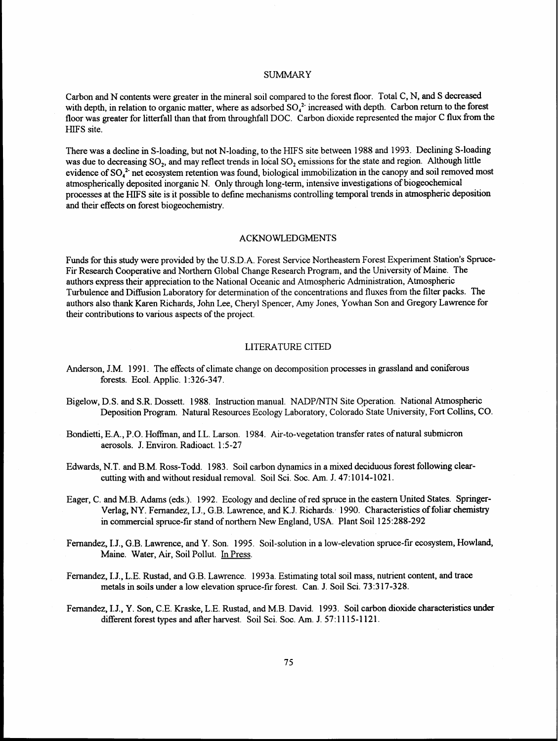## SUMMARY

Carbon and N contents were greater in the mineral soil compared to the forest floor. Total C, N, and S decreased with depth, in relation to organic matter, where as adsorbed $SO_4^{2-}$ increased with depth. Carbon return to the forest floor was greater for litterfall than that from throughfall DOC. Carbon dioxide represented the major C flux from the HIFS site.

There was a decline in S-loading, but not N-loading, to the HIFS site between 1988 and 1993. Declining S-loading was due to decreasing $SO_2$, and may reflect trends in local $SO_2$ emissions for the state and region. Although little evidence of $SO_4^{2-}$ net ecosystem retention was found, biological immobilization in the canopy and soil removed most atmospherically deposited inorganic N. Only through long-term, intensive investigations of biogeochemical processes at the HIFS site is it possible to define mechanisms controlling temporal trends in atmospheric deposition and their effects on forest biogeochemistry.

## ACKNOWLEDGMENTS

Funds for this study were provided by the U.S.D.A. Forest Service Northeastern Forest Experiment Station's Spruce-Fir Research Cooperative and Northern Global Change Research Program, and the University of Maine. The authors express their appreciation to the National Oceanic and Atmospheric Administration, Atmospheric Turbulence and Diffusion Laboratory for determination of the concentrations and fluxes from the filter packs. The authors also thank Karen Richards, John Lee, Cheryl Spencer, Amy Jones, Yowhan Son and Gregory Lawrence for their contributions to various aspects of the project.

## LITERATURE CITED

Anderson, J.M. 1991. The effects of climate change on decomposition processes in grassland and coniferous forests. Ecol. Applic. 1:326-347.

Bigelow, D.S. and S.R. Dossett. 1988. Instruction manual. NADP/NTN Site Operation. National Atmospheric Deposition Program. Natural Resources Ecology Laboratory, Colorado State University, Fort Collins, CO.

Bondietti, E.A., P.O. Hoffman, and I.L. Larson. 1984. Air-to-vegetation transfer rates of natural submicron aerosols. J. Environ. Radioact. 1:5-27

Edwards, N.T. and B.M. Ross-Todd. 1983. Soil carbon dynamics in a mixed deciduous forest following clear-cutting with and without residual removal. Soil Sci. Soc. Am. J. 47:1014-1021.

Eager, C. and M.B. Adams (eds.). 1992. Ecology and decline of red spruce in the eastern United States. Springer-Verlag, NY. Fernandez, I.J., G.B. Lawrence, and K.J. Richards. 1990. Characteristics of foliar chemistry in commercial spruce-fir stand of northern New England, USA. Plant Soil 125:288-292

Fernandez, I.J., G.B. Lawrence, and Y. Son. 1995. Soil-solution in a low-elevation spruce-fir ecosystem, Howland, Maine. Water, Air, Soil Pollut. In Press.

Fernandez, I.J., L.E. Rustad, and G.B. Lawrence. 1993a. Estimating total soil mass, nutrient content, and trace metals in soils under a low elevation spruce-fir forest. Can. J. Soil Sci. 73:317-328.

Fernandez, I.J., Y. Son, C.E. Kraske, L.E. Rustad, and M.B. David. 1993. Soil carbon dioxide characteristics under different forest types and after harvest. Soil Sci. Soc. Am. J. 57:1115-1121.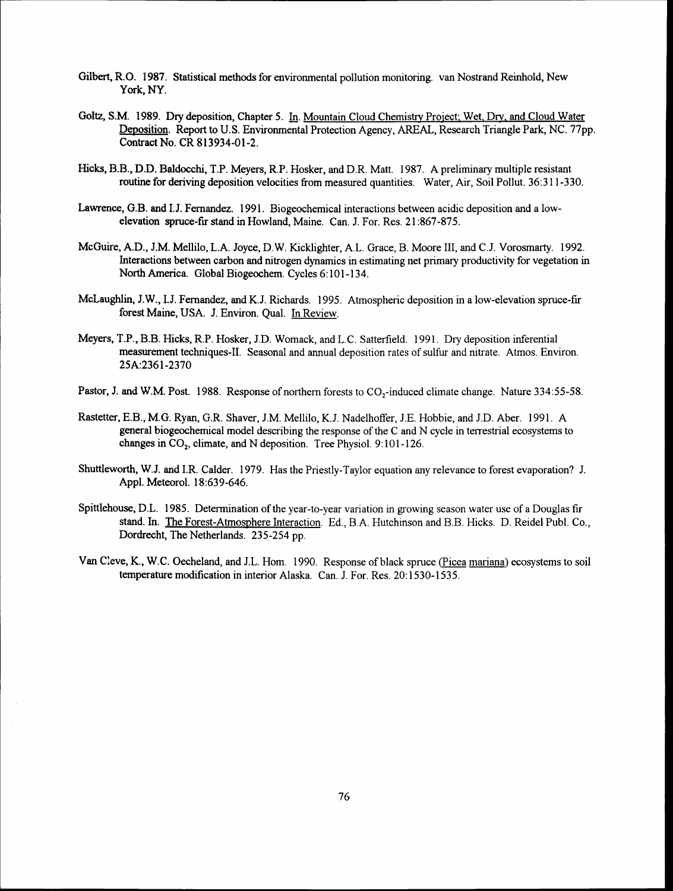Gilbert, R.O. 1987. Statistical methods for environmental pollution monitoring. van Nostrand Reinhold, New York, NY.

Goltz, S.M. 1989. Dry deposition, Chapter 5. In. Mountain Cloud Chemistry Project; Wet, Dry, and Cloud Water Deposition. Report to U.S. Environmental Protection Agency, AREAL, Research Triangle Park, NC. 77pp. Contract No. CR 813934-01-2.

Hicks, B.B., D.D. Baldocchi, T.P. Meyers, R.P. Hosker, and D.R. Matt. 1987. A preliminary multiple resistant routine for deriving deposition velocities from measured quantities. Water, Air, Soil Pollut. 36:311-330.

Lawrence, G.B. and I.J. Fernandez. 1991. Biogeochemical interactions between acidic deposition and a low-elevation spruce-fir stand in Howland, Maine. Can. J. For. Res. 21:867-875.

McGuire, A.D., J.M. Mellilo, L.A. Joyce, D.W. Kicklighter, A.L. Grace, B. Moore III, and C.J. Vorosmarty. 1992. Interactions between carbon and nitrogen dynamics in estimating net primary productivity for vegetation in North America. Global Biogeochem. Cycles 6:101-134.

McLaughlin, J.W., I.J. Fernandez, and K.J. Richards. 1995. Atmospheric deposition in a low-elevation spruce-fir forest Maine, USA. J. Environ. Qual. In Review.

Meyers, T.P., B.B. Hicks, R.P. Hosker, J.D. Womack, and L.C. Satterfield. 1991. Dry deposition inferential measurement techniques-II. Seasonal and annual deposition rates of sulfur and nitrate. Atmos. Environ. 25A:2361-2370

Pastor, J. and W.M. Post. 1988. Response of northern forests to $CO_2$-induced climate change. Nature 334:55-58.

Rastetter, E.B., M.G. Ryan, G.R. Shaver, J.M. Mellilo, K.J. Nadelhoffer, J.E. Hobbie, and J.D. Aber. 1991. A general biogeochemical model describing the response of the C and N cycle in terrestrial ecosystems to changes in $CO_2$, climate, and N deposition. Tree Physiol. 9:101-126.

Shuttleworth, W.J. and I.R. Calder. 1979. Has the Priestly-Taylor equation any relevance to forest evaporation? J. Appl. Meteorol. 18:639-646.

Spittlehouse, D.L. 1985. Determination of the year-to-year variation in growing season water use of a Douglas fir stand. In. The Forest-Atmosphere Interaction. Ed., B.A. Hutchinson and B.B. Hicks. D. Reidel Publ. Co., Dordrecht, The Netherlands. 235-254 pp.

Van Cleve, K., W.C. Oecheland, and J.L. Hom. 1990. Response of black spruce (Picea mariana) ecosystems to soil temperature modification in interior Alaska. Can. J. For. Res. 20:1530-1535.